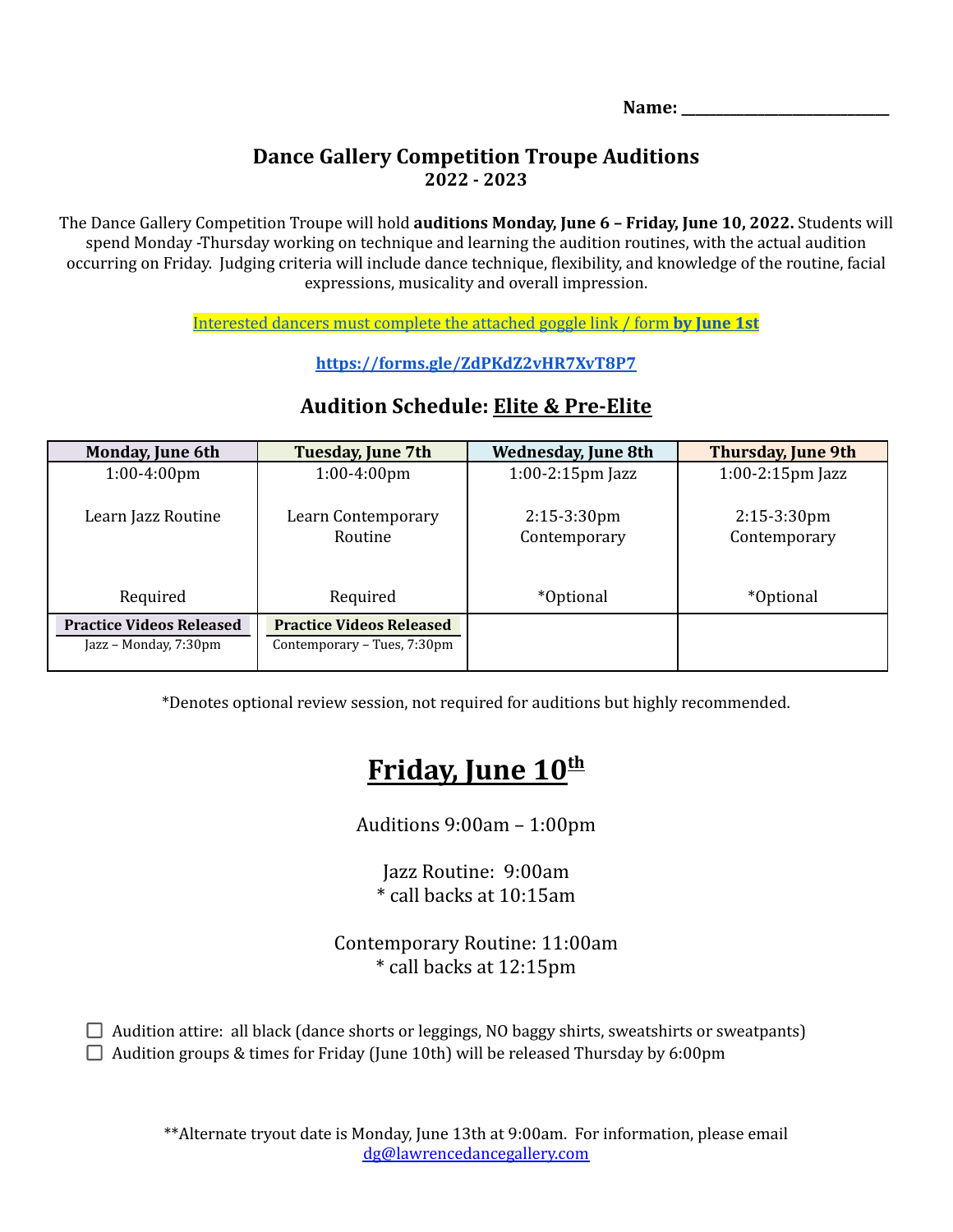**Name: ____________________________**

## Dance Gallery Competition Troupe Auditions
### 2022 - 2023

The Dance Gallery Competition Troupe will hold **auditions Monday, June 6 – Friday, June 10, 2022.** Students will spend Monday -Thursday working on technique and learning the audition routines, with the actual audition occurring on Friday. Judging criteria will include dance technique, flexibility, and knowledge of the routine, facial expressions, musicality and overall impression.

Interested dancers must complete the attached goggle link / form **by June 1st**

**https://forms.gle/ZdPKdZ2vHR7XvT8P7**

### Audition Schedule: Elite & Pre-Elite

| Monday, June 6th | Tuesday, June 7th | Wednesday, June 8th | Thursday, June 9th |
|---|---|---|---|
| 1:00-4:00pm<br><br>Learn Jazz Routine<br><br>Required | 1:00-4:00pm<br><br>Learn Contemporary Routine<br><br>Required | 1:00-2:15pm Jazz<br><br>2:15-3:30pm Contemporary<br><br>*Optional | 1:00-2:15pm Jazz<br><br>2:15-3:30pm Contemporary<br><br>*Optional |
| **Practice Videos Released**<br>Jazz – Monday, 7:30pm | **Practice Videos Released**<br>Contemporary – Tues, 7:30pm | | |

*Denotes optional review session, not required for auditions but highly recommended.

## Friday, June 10th

Auditions 9:00am – 1:00pm

Jazz Routine: 9:00am
* call backs at 10:15am

Contemporary Routine: 11:00am
* call backs at 12:15pm

- ☐ Audition attire: all black (dance shorts or leggings, NO baggy shirts, sweatshirts or sweatpants)
- ☐ Audition groups & times for Friday (June 10th) will be released Thursday by 6:00pm

**Alternate tryout date is Monday, June 13th at 9:00am. For information, please email dg@lawrencedancegallery.com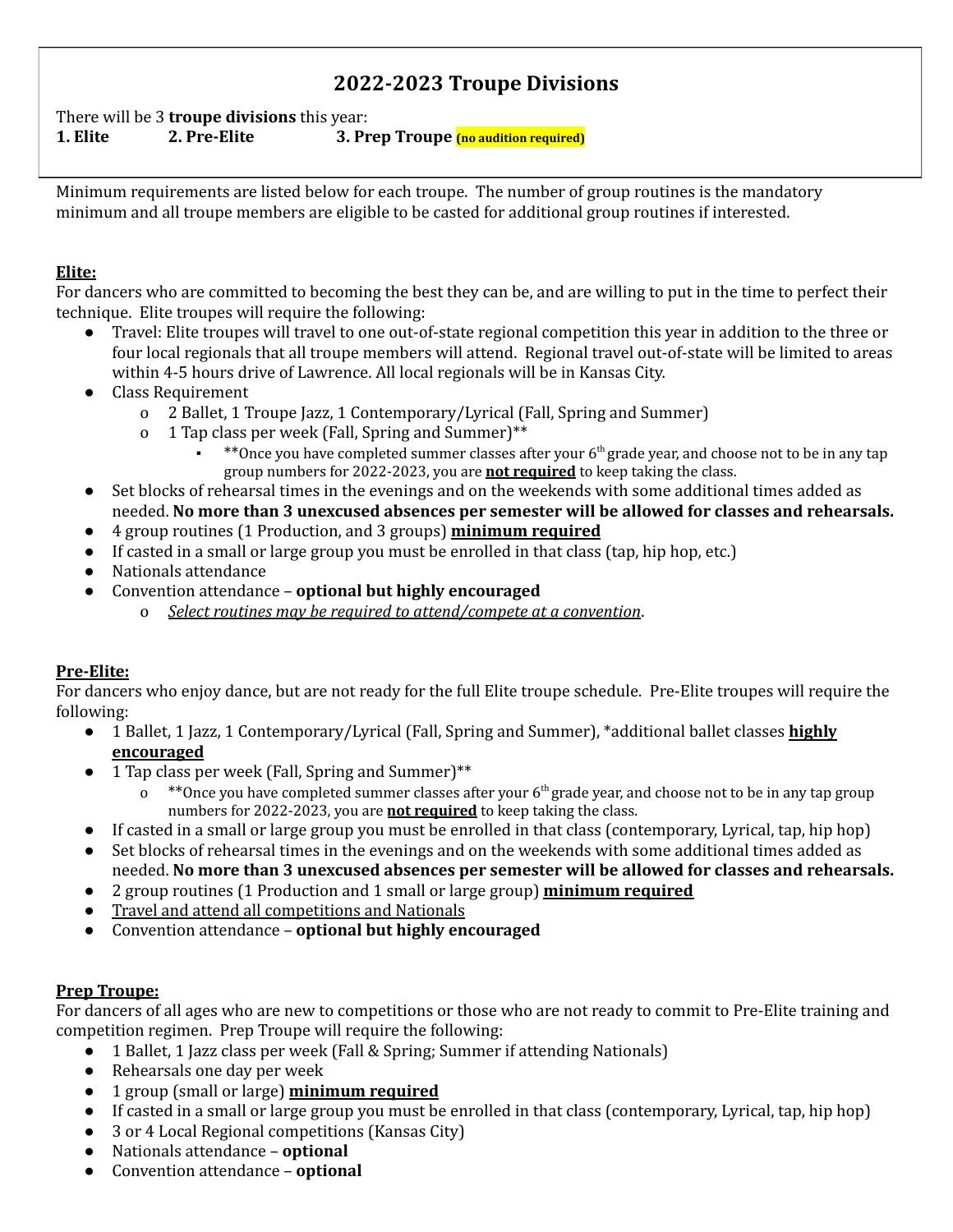# 2022-2023 Troupe Divisions

There will be 3 **troupe divisions** this year:

**1. Elite** **2. Pre-Elite** **3. Prep Troupe** **(no audition required)**

Minimum requirements are listed below for each troupe. The number of group routines is the mandatory minimum and all troupe members are eligible to be casted for additional group routines if interested.

**Elite:**

For dancers who are committed to becoming the best they can be, and are willing to put in the time to perfect their technique. Elite troupes will require the following:

- Travel: Elite troupes will travel to one out-of-state regional competition this year in addition to the three or four local regionals that all troupe members will attend. Regional travel out-of-state will be limited to areas within 4-5 hours drive of Lawrence. All local regionals will be in Kansas City.
- Class Requirement
  - 2 Ballet, 1 Troupe Jazz, 1 Contemporary/Lyrical (Fall, Spring and Summer)
  - 1 Tap class per week (Fall, Spring and Summer)**
    - **Once you have completed summer classes after your 6th grade year, and choose not to be in any tap group numbers for 2022-2023, you are **not required** to keep taking the class.
- Set blocks of rehearsal times in the evenings and on the weekends with some additional times added as needed. **No more than 3 unexcused absences per semester will be allowed for classes and rehearsals.**
- 4 group routines (1 Production, and 3 groups) **minimum required**
- If casted in a small or large group you must be enrolled in that class (tap, hip hop, etc.)
- Nationals attendance
- Convention attendance – **optional but highly encouraged**
  - *Select routines may be required to attend/compete at a convention*.

**Pre-Elite:**

For dancers who enjoy dance, but are not ready for the full Elite troupe schedule. Pre-Elite troupes will require the following:

- 1 Ballet, 1 Jazz, 1 Contemporary/Lyrical (Fall, Spring and Summer), *additional ballet classes **highly encouraged**
- 1 Tap class per week (Fall, Spring and Summer)**
  - **Once you have completed summer classes after your 6th grade year, and choose not to be in any tap group numbers for 2022-2023, you are **not required** to keep taking the class.
- If casted in a small or large group you must be enrolled in that class (contemporary, Lyrical, tap, hip hop)
- Set blocks of rehearsal times in the evenings and on the weekends with some additional times added as needed. **No more than 3 unexcused absences per semester will be allowed for classes and rehearsals.**
- 2 group routines (1 Production and 1 small or large group) **minimum required**
- Travel and attend all competitions and Nationals
- Convention attendance – **optional but highly encouraged**

**Prep Troupe:**

For dancers of all ages who are new to competitions or those who are not ready to commit to Pre-Elite training and competition regimen. Prep Troupe will require the following:

- 1 Ballet, 1 Jazz class per week (Fall & Spring; Summer if attending Nationals)
- Rehearsals one day per week
- 1 group (small or large) **minimum required**
- If casted in a small or large group you must be enrolled in that class (contemporary, Lyrical, tap, hip hop)
- 3 or 4 Local Regional competitions (Kansas City)
- Nationals attendance – **optional**
- Convention attendance – **optional**